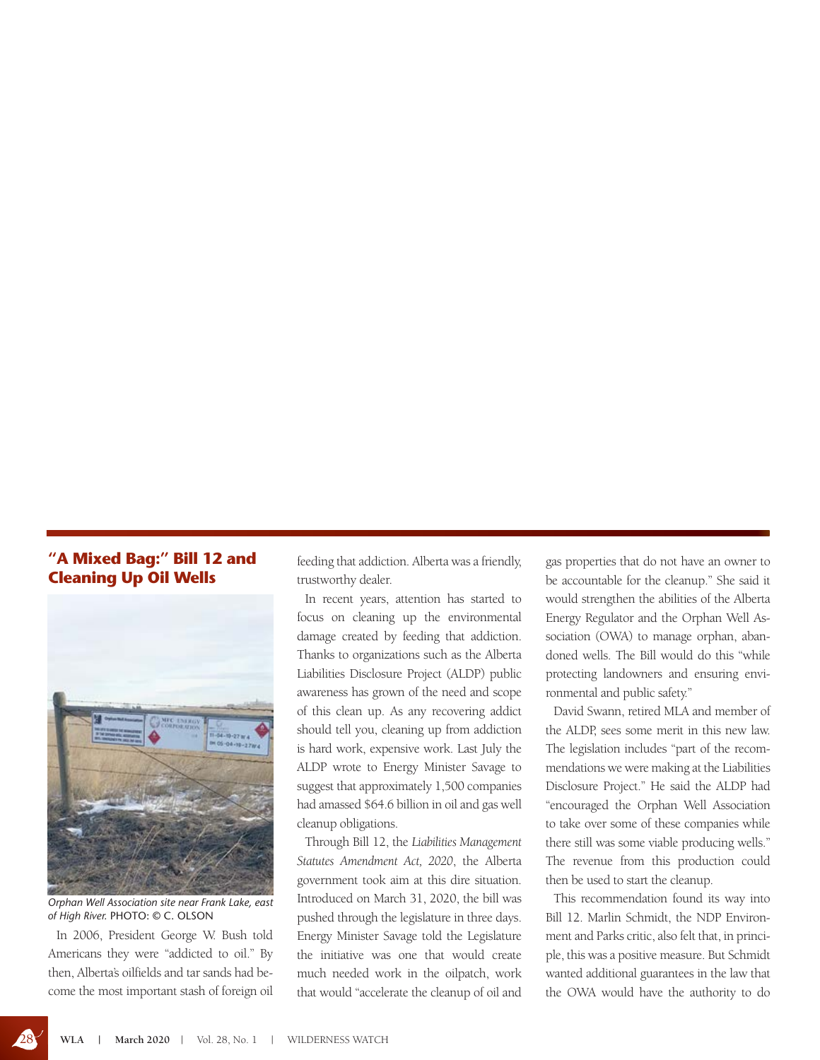## "A Mixed Bag:" Bill 12 and Cleaning Up Oil Wells

*Orphan Well Association site near Frank Lake, east of High River.* PHOTO: © C. OLSON

In 2006, President George W. Bush told Americans they were "addicted to oil." By then, Alberta's oilfields and tar sands had become the most important stash of foreign oil feeding that addiction. Alberta was a friendly, trustworthy dealer.

In recent years, attention has started to focus on cleaning up the environmental damage created by feeding that addiction. Thanks to organizations such as the Alberta Liabilities Disclosure Project (ALDP) public awareness has grown of the need and scope of this clean up. As any recovering addict should tell you, cleaning up from addiction is hard work, expensive work. Last July the ALDP wrote to Energy Minister Savage to suggest that approximately 1,500 companies had amassed $64.6 billion in oil and gas well cleanup obligations.

Through Bill 12, the *Liabilities Management Statutes Amendment Act, 2020*, the Alberta government took aim at this dire situation. Introduced on March 31, 2020, the bill was pushed through the legislature in three days. Energy Minister Savage told the Legislature the initiative was one that would create much needed work in the oilpatch, work that would "accelerate the cleanup of oil and gas properties that do not have an owner to be accountable for the cleanup." She said it would strengthen the abilities of the Alberta Energy Regulator and the Orphan Well Association (OWA) to manage orphan, abandoned wells. The Bill would do this "while protecting landowners and ensuring environmental and public safety."

David Swann, retired MLA and member of the ALDP, sees some merit in this new law. The legislation includes "part of the recommendations we were making at the Liabilities Disclosure Project." He said the ALDP had "encouraged the Orphan Well Association to take over some of these companies while there still was some viable producing wells." The revenue from this production could then be used to start the cleanup.

This recommendation found its way into Bill 12. Marlin Schmidt, the NDP Environment and Parks critic, also felt that, in principle, this was a positive measure. But Schmidt wanted additional guarantees in the law that the OWA would have the authority to do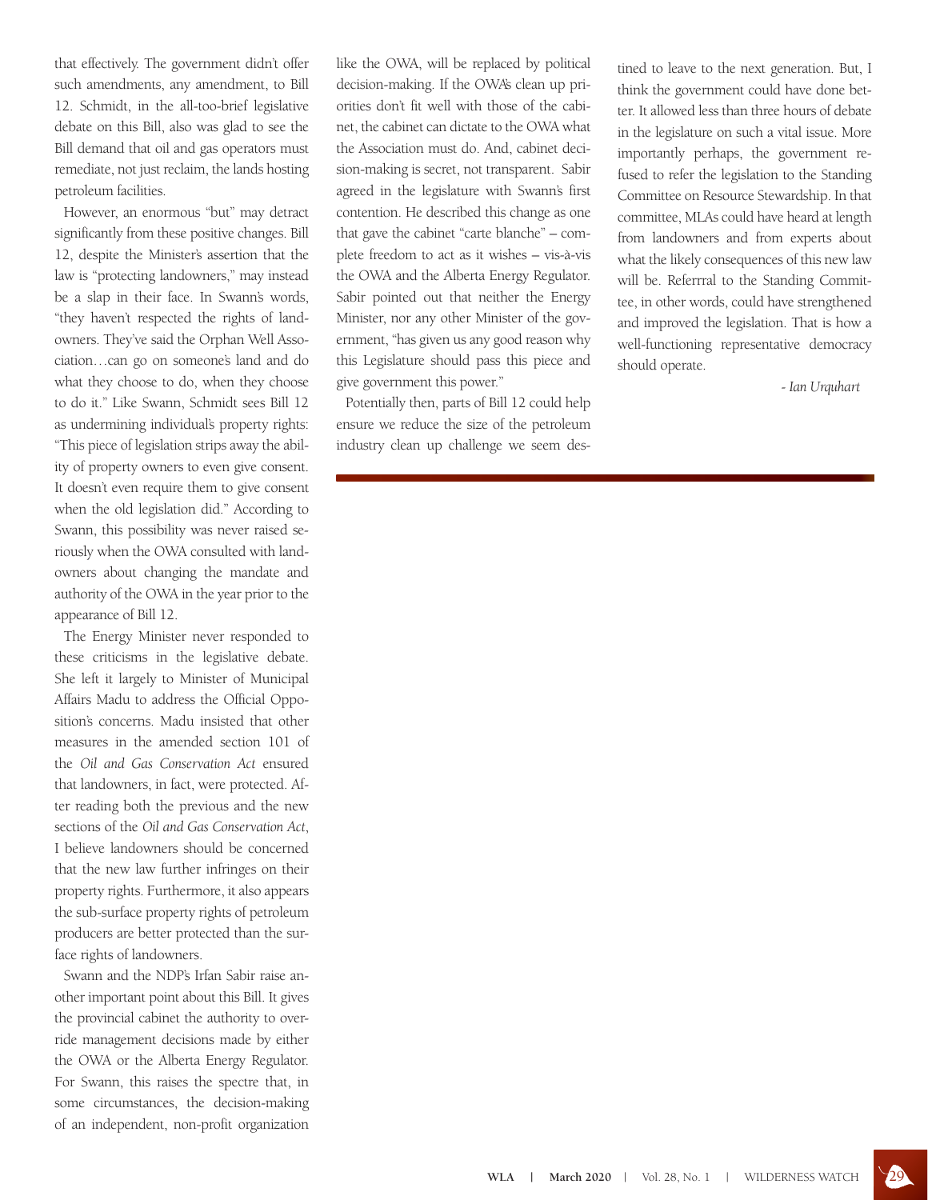that effectively. The government didn't offer such amendments, any amendment, to Bill 12. Schmidt, in the all-too-brief legislative debate on this Bill, also was glad to see the Bill demand that oil and gas operators must remediate, not just reclaim, the lands hosting petroleum facilities.

However, an enormous "but" may detract significantly from these positive changes. Bill 12, despite the Minister's assertion that the law is "protecting landowners," may instead be a slap in their face. In Swann's words, "they haven't respected the rights of landowners. They've said the Orphan Well Association…can go on someone's land and do what they choose to do, when they choose to do it." Like Swann, Schmidt sees Bill 12 as undermining individual's property rights: "This piece of legislation strips away the ability of property owners to even give consent. It doesn't even require them to give consent when the old legislation did." According to Swann, this possibility was never raised seriously when the OWA consulted with landowners about changing the mandate and authority of the OWA in the year prior to the appearance of Bill 12.

The Energy Minister never responded to these criticisms in the legislative debate. She left it largely to Minister of Municipal Affairs Madu to address the Official Opposition's concerns. Madu insisted that other measures in the amended section 101 of the *Oil and Gas Conservation Act* ensured that landowners, in fact, were protected. After reading both the previous and the new sections of the *Oil and Gas Conservation Act*, I believe landowners should be concerned that the new law further infringes on their property rights. Furthermore, it also appears the sub-surface property rights of petroleum producers are better protected than the surface rights of landowners.

Swann and the NDP's Irfan Sabir raise another important point about this Bill. It gives the provincial cabinet the authority to override management decisions made by either the OWA or the Alberta Energy Regulator. For Swann, this raises the spectre that, in some circumstances, the decision-making of an independent, non-profit organization like the OWA, will be replaced by political decision-making. If the OWA's clean up priorities don't fit well with those of the cabinet, the cabinet can dictate to the OWA what the Association must do. And, cabinet decision-making is secret, not transparent. Sabir agreed in the legislature with Swann's first contention. He described this change as one that gave the cabinet "carte blanche" – complete freedom to act as it wishes – vis-à-vis the OWA and the Alberta Energy Regulator. Sabir pointed out that neither the Energy Minister, nor any other Minister of the government, "has given us any good reason why this Legislature should pass this piece and give government this power."

Potentially then, parts of Bill 12 could help ensure we reduce the size of the petroleum industry clean up challenge we seem destined to leave to the next generation. But, I think the government could have done better. It allowed less than three hours of debate in the legislature on such a vital issue. More importantly perhaps, the government refused to refer the legislation to the Standing Committee on Resource Stewardship. In that committee, MLAs could have heard at length from landowners and from experts about what the likely consequences of this new law will be. Referrral to the Standing Committee, in other words, could have strengthened and improved the legislation. That is how a well-functioning representative democracy should operate.

*- Ian Urquhart*